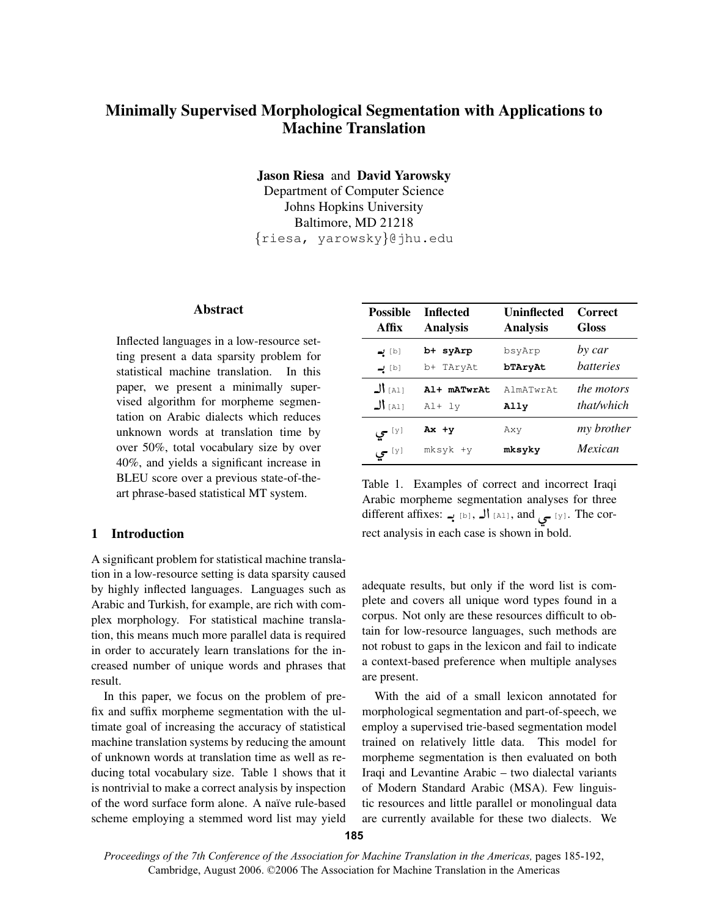# Minimally Supervised Morphological Segmentation with Applications to Machine Translation

**Jason Riesa** and **David Yarowsky**
Department of Computer Science
Johns Hopkins University
Baltimore, MD 21218
{riesa, yarowsky}@jhu.edu

## Abstract

Inflected languages in a low-resource setting present a data sparsity problem for statistical machine translation. In this paper, we present a minimally supervised algorithm for morpheme segmentation on Arabic dialects which reduces unknown words at translation time by over 50%, total vocabulary size by over 40%, and yields a significant increase in BLEU score over a previous state-of-the-art phrase-based statistical MT system.

## 1 Introduction

A significant problem for statistical machine translation in a low-resource setting is data sparsity caused by highly inflected languages. Languages such as Arabic and Turkish, for example, are rich with complex morphology. For statistical machine translation, this means much more parallel data is required in order to accurately learn translations for the increased number of unique words and phrases that result.

In this paper, we focus on the problem of prefix and suffix morpheme segmentation with the ultimate goal of increasing the accuracy of statistical machine translation systems by reducing the amount of unknown words at translation time as well as reducing total vocabulary size. Table 1 shows that it is nontrivial to make a correct analysis by inspection of the word surface form alone. A naïve rule-based scheme employing a stemmed word list may yield adequate results, but only if the word list is complete and covers all unique word types found in a corpus. Not only are these resources difficult to obtain for low-resource languages, such methods are not robust to gaps in the lexicon and fail to indicate a context-based preference when multiple analyses are present.

| Possible Affix | Inflected Analysis | Uninflected Analysis | Correct Gloss |
|---|---|---|---|
| بـ [b] | **b+ syArp** | bsyArp | *by car* |
| بـ [b] | b+ TAryAt | **bTAryAt** | *batteries* |
| الـ [Al] | **Al+ mATwrAt** | AlmATwrAt | *the motors* |
| الـ [Al] | Al+ ly | **Ally** | *that/which* |
| ـي [y] | **Ax +y** | Axy | *my brother* |
| ـي [y] | mksyk +y | **mksyky** | *Mexican* |

Table 1. Examples of correct and incorrect Iraqi Arabic morpheme segmentation analyses for three different affixes: بـ [b], الـ [Al], and ـي [y]. The correct analysis in each case is shown in bold.

With the aid of a small lexicon annotated for morphological segmentation and part-of-speech, we employ a supervised trie-based segmentation model trained on relatively little data. This model for morpheme segmentation is then evaluated on both Iraqi and Levantine Arabic – two dialectal variants of Modern Standard Arabic (MSA). Few linguistic resources and little parallel or monolingual data are currently available for these two dialects. We

*Proceedings of the 7th Conference of the Association for Machine Translation in the Americas,* pages 185-192, Cambridge, August 2006. ©2006 The Association for Machine Translation in the Americas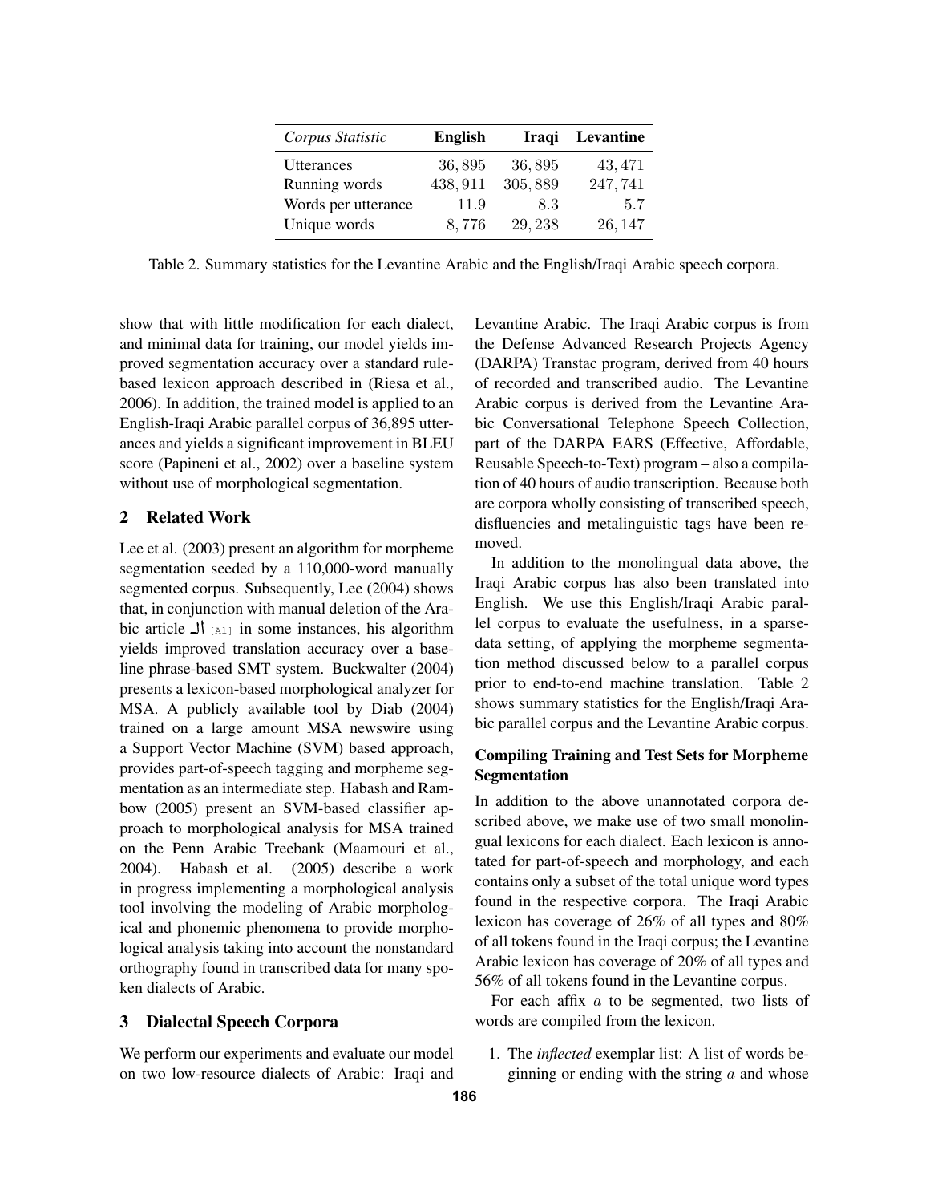| *Corpus Statistic* | **English** | **Iraqi** | **Levantine** |
|---|---|---|---|
| Utterances | 36,895 | 36,895 | 43,471 |
| Running words | 438,911 | 305,889 | 247,741 |
| Words per utterance | 11.9 | 8.3 | 5.7 |
| Unique words | 8,776 | 29,238 | 26,147 |

Table 2. Summary statistics for the Levantine Arabic and the English/Iraqi Arabic speech corpora.

show that with little modification for each dialect, and minimal data for training, our model yields improved segmentation accuracy over a standard rule-based lexicon approach described in (Riesa et al., 2006). In addition, the trained model is applied to an English-Iraqi Arabic parallel corpus of 36,895 utterances and yields a significant improvement in BLEU score (Papineni et al., 2002) over a baseline system without use of morphological segmentation.

## 2 Related Work

Lee et al. (2003) present an algorithm for morpheme segmentation seeded by a 110,000-word manually segmented corpus. Subsequently, Lee (2004) shows that, in conjunction with manual deletion of the Arabic article ال [Al] in some instances, his algorithm yields improved translation accuracy over a baseline phrase-based SMT system. Buckwalter (2004) presents a lexicon-based morphological analyzer for MSA. A publicly available tool by Diab (2004) trained on a large amount MSA newswire using a Support Vector Machine (SVM) based approach, provides part-of-speech tagging and morpheme segmentation as an intermediate step. Habash and Rambow (2005) present an SVM-based classifier approach to morphological analysis for MSA trained on the Penn Arabic Treebank (Maamouri et al., 2004). Habash et al. (2005) describe a work in progress implementing a morphological analysis tool involving the modeling of Arabic morphological and phonemic phenomena to provide morphological analysis taking into account the nonstandard orthography found in transcribed data for many spoken dialects of Arabic.

## 3 Dialectal Speech Corpora

We perform our experiments and evaluate our model on two low-resource dialects of Arabic: Iraqi and Levantine Arabic. The Iraqi Arabic corpus is from the Defense Advanced Research Projects Agency (DARPA) Transtac program, derived from 40 hours of recorded and transcribed audio. The Levantine Arabic corpus is derived from the Levantine Arabic Conversational Telephone Speech Collection, part of the DARPA EARS (Effective, Affordable, Reusable Speech-to-Text) program – also a compilation of 40 hours of audio transcription. Because both are corpora wholly consisting of transcribed speech, disfluencies and metalinguistic tags have been removed.

In addition to the monolingual data above, the Iraqi Arabic corpus has also been translated into English. We use this English/Iraqi Arabic parallel corpus to evaluate the usefulness, in a sparse-data setting, of applying the morpheme segmentation method discussed below to a parallel corpus prior to end-to-end machine translation. Table 2 shows summary statistics for the English/Iraqi Arabic parallel corpus and the Levantine Arabic corpus.

### Compiling Training and Test Sets for Morpheme Segmentation

In addition to the above unannotated corpora described above, we make use of two small monolingual lexicons for each dialect. Each lexicon is annotated for part-of-speech and morphology, and each contains only a subset of the total unique word types found in the respective corpora. The Iraqi Arabic lexicon has coverage of 26% of all types and 80% of all tokens found in the Iraqi corpus; the Levantine Arabic lexicon has coverage of 20% of all types and 56% of all tokens found in the Levantine corpus.

For each affix $a$ to be segmented, two lists of words are compiled from the lexicon.

1. The *inflected* exemplar list: A list of words beginning or ending with the string $a$ and whose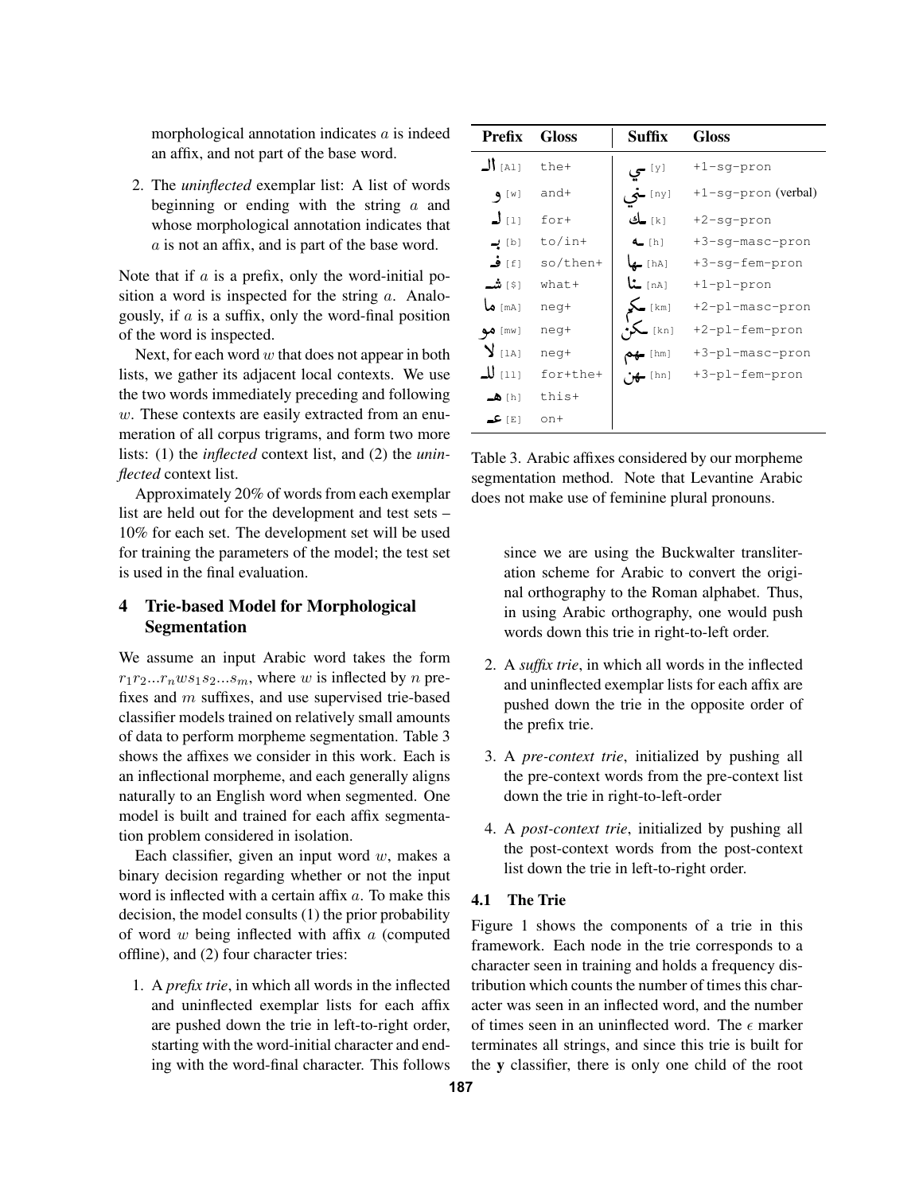morphological annotation indicates $a$ is indeed an affix, and not part of the base word.

2. The *uninflected* exemplar list: A list of words beginning or ending with the string $a$ and whose morphological annotation indicates that $a$ is not an affix, and is part of the base word.

Note that if $a$ is a prefix, only the word-initial position a word is inspected for the string $a$. Analogously, if $a$ is a suffix, only the word-final position of the word is inspected.

Next, for each word $w$ that does not appear in both lists, we gather its adjacent local contexts. We use the two words immediately preceding and following $w$. These contexts are easily extracted from an enumeration of all corpus trigrams, and form two more lists: (1) the *inflected* context list, and (2) the *uninflected* context list.

Approximately 20% of words from each exemplar list are held out for the development and test sets – 10% for each set. The development set will be used for training the parameters of the model; the test set is used in the final evaluation.

## 4 Trie-based Model for Morphological Segmentation

We assume an input Arabic word takes the form $r_1 r_2 ... r_n w s_1 s_2 ... s_m$, where $w$ is inflected by $n$ prefixes and $m$ suffixes, and use supervised trie-based classifier models trained on relatively small amounts of data to perform morpheme segmentation. Table 3 shows the affixes we consider in this work. Each is an inflectional morpheme, and each generally aligns naturally to an English word when segmented. One model is built and trained for each affix segmentation problem considered in isolation.

Each classifier, given an input word $w$, makes a binary decision regarding whether or not the input word is inflected with a certain affix $a$. To make this decision, the model consults (1) the prior probability of word $w$ being inflected with affix $a$ (computed offline), and (2) four character tries:

1. A *prefix trie*, in which all words in the inflected and uninflected exemplar lists for each affix are pushed down the trie in left-to-right order, starting with the word-initial character and ending with the word-final character. This follows since we are using the Buckwalter transliteration scheme for Arabic to convert the original orthography to the Roman alphabet. Thus, in using Arabic orthography, one would push words down this trie in right-to-left order.

2. A *suffix trie*, in which all words in the inflected and uninflected exemplar lists for each affix are pushed down the trie in the opposite order of the prefix trie.

3. A *pre-context trie*, initialized by pushing all the pre-context words from the pre-context list down the trie in right-to-left-order

4. A *post-context trie*, initialized by pushing all the post-context words from the post-context list down the trie in left-to-right order.

| Prefix | Gloss | Suffix | Gloss |
|---|---|---|---|
| الـ [Al] | the+ | ـي [y] | +1-sg-pron |
| و [w] | and+ | ـني [ny] | +1-sg-pron (verbal) |
| لـ [l] | for+ | ـك [k] | +2-sg-pron |
| بـ [b] | to/in+ | ـه [h] | +3-sg-masc-pron |
| فـ [f] | so/then+ | ـها [hA] | +3-sg-fem-pron |
| شـ [$] | what+ | ـنا [nA] | +1-pl-pron |
| ما [mA] | neg+ | ـكم [km] | +2-pl-masc-pron |
| مو [mw] | neg+ | ـكن [kn] | +2-pl-fem-pron |
| لا [lA] | neg+ | ـهم [hm] | +3-pl-masc-pron |
| للـ [ll] | for+the+ | ـهن [hn] | +3-pl-fem-pron |
| هـ [h] | this+ | | |
| عـ [E] | on+ | | |

Table 3. Arabic affixes considered by our morpheme segmentation method. Note that Levantine Arabic does not make use of feminine plural pronouns.

### 4.1 The Trie

Figure 1 shows the components of a trie in this framework. Each node in the trie corresponds to a character seen in training and holds a frequency distribution which counts the number of times this character was seen in an inflected word, and the number of times seen in an uninflected word. The $\epsilon$ marker terminates all strings, and since this trie is built for the **y** classifier, there is only one child of the root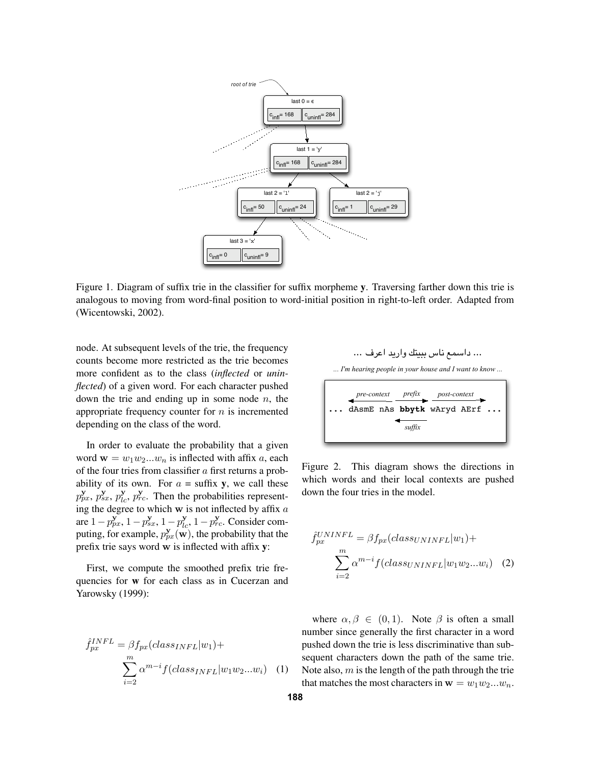Figure 1. Diagram of suffix trie in the classifier for suffix morpheme **y**. Traversing farther down this trie is analogous to moving from word-final position to word-initial position in right-to-left order. Adapted from (Wicentowski, 2002).

node. At subsequent levels of the trie, the frequency counts become more restricted as the trie becomes more confident as to the class (*inflected* or *uninflected*) of a given word. For each character pushed down the trie and ending up in some node $n$, the appropriate frequency counter for $n$ is incremented depending on the class of the word.

In order to evaluate the probability that a given word $\mathbf{w} = w_1 w_2 ... w_n$ is inflected with affix $a$, each of the four tries from classifier $a$ first returns a probability of its own. For $a$ = suffix **y**, we call these $p_{px}^{\mathbf{y}}$, $p_{sx}^{\mathbf{y}}$, $p_{lc}^{\mathbf{y}}$, $p_{rc}^{\mathbf{y}}$. Then the probabilities representing the degree to which $\mathbf{w}$ is not inflected by affix $a$ are $1 - p_{px}^{\mathbf{y}}$, $1 - p_{sx}^{\mathbf{y}}$, $1 - p_{lc}^{\mathbf{y}}$, $1 - p_{rc}^{\mathbf{y}}$. Consider computing, for example, $p_{px}^{\mathbf{y}}(\mathbf{w})$, the probability that the prefix trie says word $\mathbf{w}$ is inflected with affix **y**:

First, we compute the smoothed prefix trie frequencies for $\mathbf{w}$ for each class as in Cucerzan and Yarowsky (1999):

$$\hat{f}_{px}^{INFL} = \beta f_{px}(class_{INFL}|w_1) + \sum_{i=2}^{m} \alpha^{m-i} f(class_{INFL}|w_1 w_2 ... w_i) \quad (1)$$

... داسمع ناس ببيتك واريد اعرف ...

*... I'm hearing people in your house and I want to know ...*

```
... dAsmE nAs bbytk wAryd AErf ...
```

Figure 2. This diagram shows the directions in which words and their local contexts are pushed down the four tries in the model.

$$\hat{f}_{px}^{UNINFL} = \beta f_{px}(class_{UNINFL}|w_1) + \sum_{i=2}^{m} \alpha^{m-i} f(class_{UNINFL}|w_1 w_2 ... w_i) \quad (2)$$

where $\alpha, \beta \in (0, 1)$. Note $\beta$ is often a small number since generally the first character in a word pushed down the trie is less discriminative than subsequent characters down the path of the same trie. Note also, $m$ is the length of the path through the trie that matches the most characters in $\mathbf{w} = w_1 w_2 ... w_n$.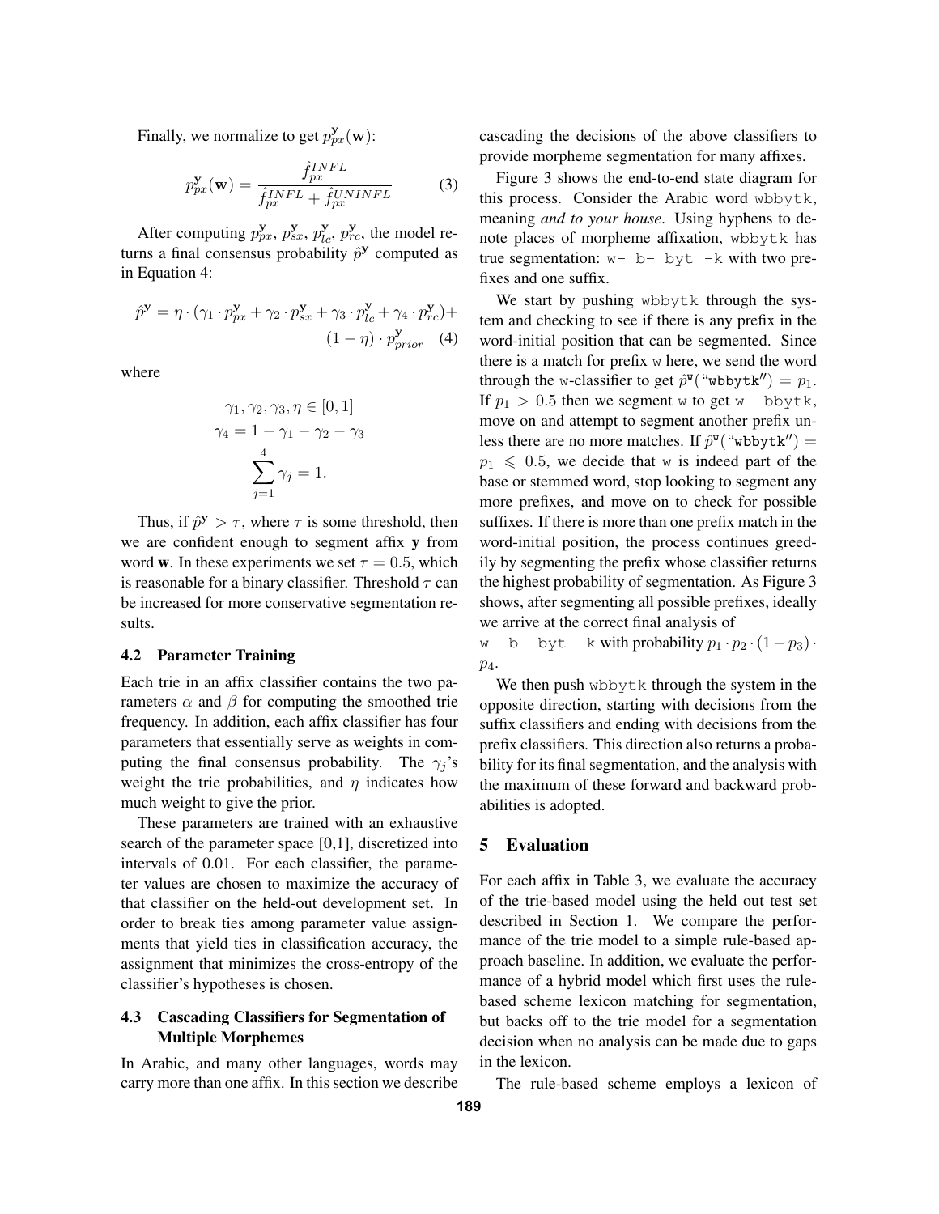Finally, we normalize to get $p^{\mathbf{y}}_{px}(\mathbf{w})$:

$$p^{\mathbf{y}}_{px}(\mathbf{w}) = \frac{\hat{f}^{INFL}_{px}}{\hat{f}^{INFL}_{px} + \hat{f}^{UNINFL}_{px}} \quad (3)$$

After computing $p^{\mathbf{y}}_{px}$, $p^{\mathbf{y}}_{sx}$, $p^{\mathbf{y}}_{lc}$, $p^{\mathbf{y}}_{rc}$, the model returns a final consensus probability $\hat{p}^{\mathbf{y}}$ computed as in Equation 4:

$$\hat{p}^{\mathbf{y}} = \eta \cdot (\gamma_1 \cdot p^{\mathbf{y}}_{px} + \gamma_2 \cdot p^{\mathbf{y}}_{sx} + \gamma_3 \cdot p^{\mathbf{y}}_{lc} + \gamma_4 \cdot p^{\mathbf{y}}_{rc}) + (1 - \eta) \cdot p^{\mathbf{y}}_{prior} \quad (4)$$

where

$$\gamma_1, \gamma_2, \gamma_3, \eta \in [0, 1]$$
$$\gamma_4 = 1 - \gamma_1 - \gamma_2 - \gamma_3$$
$$\sum_{j=1}^{4} \gamma_j = 1.$$

Thus, if $\hat{p}^{\mathbf{y}} > \tau$, where $\tau$ is some threshold, then we are confident enough to segment affix **y** from word **w**. In these experiments we set $\tau = 0.5$, which is reasonable for a binary classifier. Threshold $\tau$ can be increased for more conservative segmentation results.

### 4.2 Parameter Training

Each trie in an affix classifier contains the two parameters $\alpha$ and $\beta$ for computing the smoothed trie frequency. In addition, each affix classifier has four parameters that essentially serve as weights in computing the final consensus probability. The $\gamma_j$'s weight the trie probabilities, and $\eta$ indicates how much weight to give the prior.

These parameters are trained with an exhaustive search of the parameter space [0,1], discretized into intervals of 0.01. For each classifier, the parameter values are chosen to maximize the accuracy of that classifier on the held-out development set. In order to break ties among parameter value assignments that yield ties in classification accuracy, the assignment that minimizes the cross-entropy of the classifier's hypotheses is chosen.

### 4.3 Cascading Classifiers for Segmentation of Multiple Morphemes

In Arabic, and many other languages, words may carry more than one affix. In this section we describe cascading the decisions of the above classifiers to provide morpheme segmentation for many affixes.

Figure 3 shows the end-to-end state diagram for this process. Consider the Arabic word `wbbytk`, meaning *and to your house*. Using hyphens to denote places of morpheme affixation, `wbbytk` has true segmentation: `w- b- byt -k` with two prefixes and one suffix.

We start by pushing `wbbytk` through the system and checking to see if there is any prefix in the word-initial position that can be segmented. Since there is a match for prefix `w` here, we send the word through the `w`-classifier to get $\hat{p}^{\texttt{w}}(\text{“}\texttt{wbbytk}\text{”}) = p_1$. If $p_1 > 0.5$ then we segment `w` to get `w- bbytk`, move on and attempt to segment another prefix unless there are no more matches. If $\hat{p}^{\texttt{w}}(\text{“}\texttt{wbbytk}\text{”}) = p_1 \leqslant 0.5$, we decide that `w` is indeed part of the base or stemmed word, stop looking to segment any more prefixes, and move on to check for possible suffixes. If there is more than one prefix match in the word-initial position, the process continues greedily by segmenting the prefix whose classifier returns the highest probability of segmentation. As Figure 3 shows, after segmenting all possible prefixes, ideally we arrive at the correct final analysis of `w- b- byt -k` with probability $p_1 \cdot p_2 \cdot (1 - p_3) \cdot p_4$.

We then push `wbbytk` through the system in the opposite direction, starting with decisions from the suffix classifiers and ending with decisions from the prefix classifiers. This direction also returns a probability for its final segmentation, and the analysis with the maximum of these forward and backward probabilities is adopted.

## 5 Evaluation

For each affix in Table 3, we evaluate the accuracy of the trie-based model using the held out test set described in Section 1. We compare the performance of the trie model to a simple rule-based approach baseline. In addition, we evaluate the performance of a hybrid model which first uses the rule-based scheme lexicon matching for segmentation, but backs off to the trie model for a segmentation decision when no analysis can be made due to gaps in the lexicon.

The rule-based scheme employs a lexicon of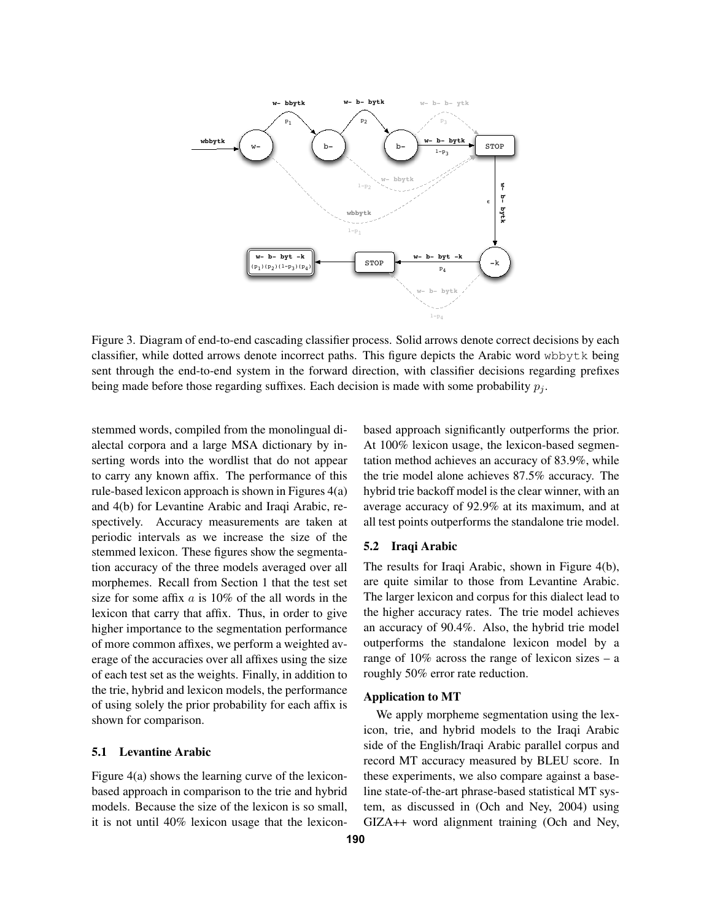Figure 3. Diagram of end-to-end cascading classifier process. Solid arrows denote correct decisions by each classifier, while dotted arrows denote incorrect paths. This figure depicts the Arabic word wbbytk being sent through the end-to-end system in the forward direction, with classifier decisions regarding prefixes being made before those regarding suffixes. Each decision is made with some probability $p_j$.

stemmed words, compiled from the monolingual dialectal corpora and a large MSA dictionary by inserting words into the wordlist that do not appear to carry any known affix. The performance of this rule-based lexicon approach is shown in Figures 4(a) and 4(b) for Levantine Arabic and Iraqi Arabic, respectively. Accuracy measurements are taken at periodic intervals as we increase the size of the stemmed lexicon. These figures show the segmentation accuracy of the three models averaged over all morphemes. Recall from Section 1 that the test set size for some affix $a$ is 10% of the all words in the lexicon that carry that affix. Thus, in order to give higher importance to the segmentation performance of more common affixes, we perform a weighted average of the accuracies over all affixes using the size of each test set as the weights. Finally, in addition to the trie, hybrid and lexicon models, the performance of using solely the prior probability for each affix is shown for comparison.

### 5.1 Levantine Arabic

Figure 4(a) shows the learning curve of the lexicon-based approach in comparison to the trie and hybrid models. Because the size of the lexicon is so small, it is not until 40% lexicon usage that the lexicon-based approach significantly outperforms the prior. At 100% lexicon usage, the lexicon-based segmentation method achieves an accuracy of 83.9%, while the trie model alone achieves 87.5% accuracy. The hybrid trie backoff model is the clear winner, with an average accuracy of 92.9% at its maximum, and at all test points outperforms the standalone trie model.

### 5.2 Iraqi Arabic

The results for Iraqi Arabic, shown in Figure 4(b), are quite similar to those from Levantine Arabic. The larger lexicon and corpus for this dialect lead to the higher accuracy rates. The trie model achieves an accuracy of 90.4%. Also, the hybrid trie model outperforms the standalone lexicon model by a range of 10% across the range of lexicon sizes – a roughly 50% error rate reduction.

#### Application to MT

We apply morpheme segmentation using the lexicon, trie, and hybrid models to the Iraqi Arabic side of the English/Iraqi Arabic parallel corpus and record MT accuracy measured by BLEU score. In these experiments, we also compare against a baseline state-of-the-art phrase-based statistical MT system, as discussed in (Och and Ney, 2004) using GIZA++ word alignment training (Och and Ney,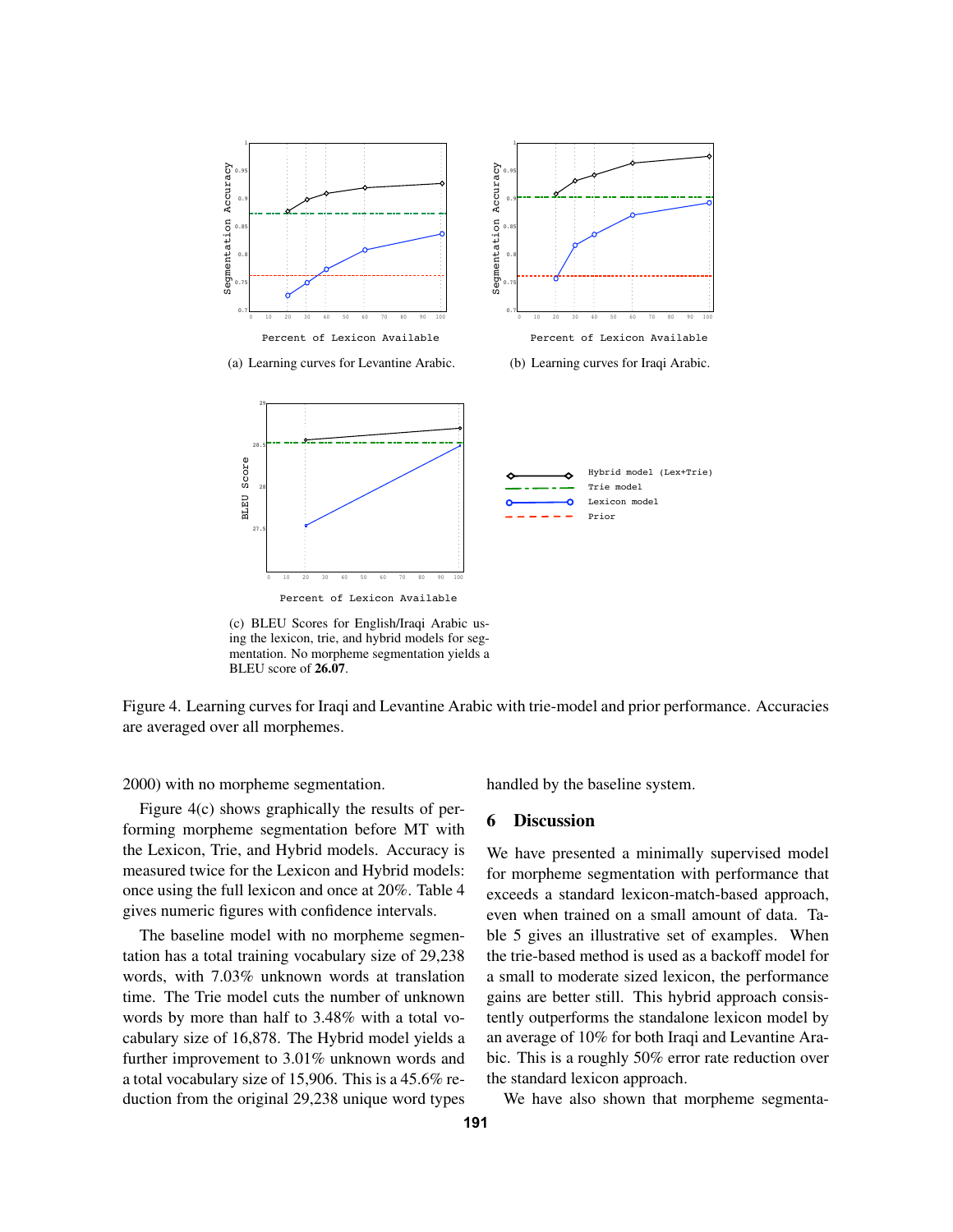(a) Learning curves for Levantine Arabic.

(b) Learning curves for Iraqi Arabic.

(c) BLEU Scores for English/Iraqi Arabic using the lexicon, trie, and hybrid models for segmentation. No morpheme segmentation yields a BLEU score of **26.07**.

Figure 4. Learning curves for Iraqi and Levantine Arabic with trie-model and prior performance. Accuracies are averaged over all morphemes.

2000) with no morpheme segmentation.

Figure 4(c) shows graphically the results of performing morpheme segmentation before MT with the Lexicon, Trie, and Hybrid models. Accuracy is measured twice for the Lexicon and Hybrid models: once using the full lexicon and once at 20%. Table 4 gives numeric figures with confidence intervals.

The baseline model with no morpheme segmentation has a total training vocabulary size of 29,238 words, with 7.03% unknown words at translation time. The Trie model cuts the number of unknown words by more than half to 3.48% with a total vocabulary size of 16,878. The Hybrid model yields a further improvement to 3.01% unknown words and a total vocabulary size of 15,906. This is a 45.6% reduction from the original 29,238 unique word types handled by the baseline system.

## 6 Discussion

We have presented a minimally supervised model for morpheme segmentation with performance that exceeds a standard lexicon-match-based approach, even when trained on a small amount of data. Table 5 gives an illustrative set of examples. When the trie-based method is used as a backoff model for a small to moderate sized lexicon, the performance gains are better still. This hybrid approach consistently outperforms the standalone lexicon model by an average of 10% for both Iraqi and Levantine Arabic. This is a roughly 50% error rate reduction over the standard lexicon approach.

We have also shown that morpheme segmenta-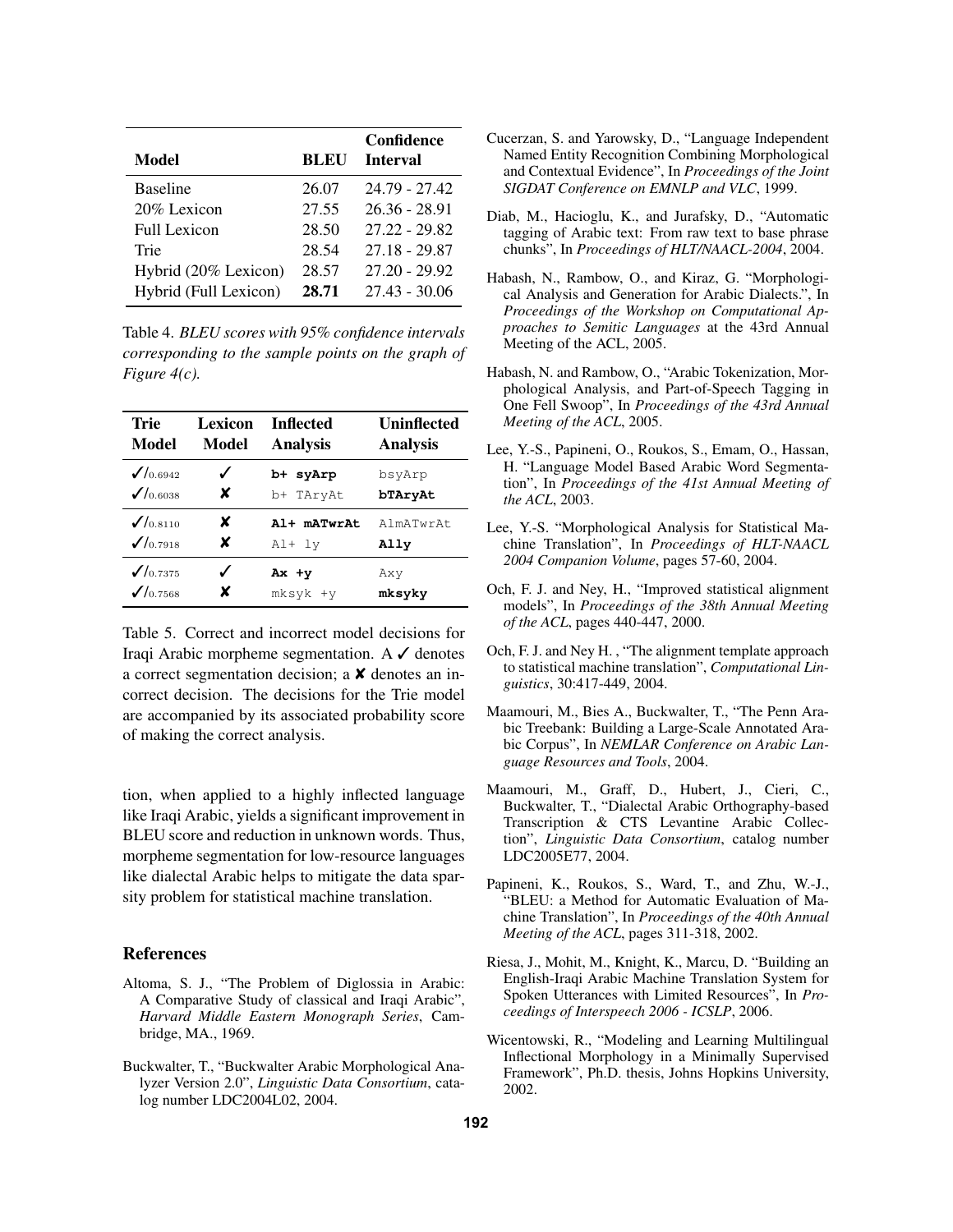| Model | BLEU | Confidence Interval |
|---|---|---|
| Baseline | 26.07 | 24.79 - 27.42 |
| 20% Lexicon | 27.55 | 26.36 - 28.91 |
| Full Lexicon | 28.50 | 27.22 - 29.82 |
| Trie | 28.54 | 27.18 - 29.87 |
| Hybrid (20% Lexicon) | 28.57 | 27.20 - 29.92 |
| Hybrid (Full Lexicon) | **28.71** | 27.43 - 30.06 |

Table 4. *BLEU scores with 95% confidence intervals corresponding to the sample points on the graph of Figure 4(c).*

| Trie Model | Lexicon Model | Inflected Analysis | Uninflected Analysis |
|---|---|---|---|
| ✓/$_{0.6942}$ | ✓ | **b+ syArp** | bsyArp |
| ✓/$_{0.6038}$ | ✗ | b+ TAryAt | **bTAryAt** |
| ✓/$_{0.8110}$ | ✗ | **Al+ mATwrAt** | AlmATwrAt |
| ✓/$_{0.7918}$ | ✗ | Al+ ly | **Ally** |
| ✓/$_{0.7375}$ | ✓ | **Ax +y** | Axy |
| ✓/$_{0.7568}$ | ✗ | mksyk +y | **mksyky** |

Table 5. Correct and incorrect model decisions for Iraqi Arabic morpheme segmentation. A ✓ denotes a correct segmentation decision; a ✗ denotes an incorrect decision. The decisions for the Trie model are accompanied by its associated probability score of making the correct analysis.

tion, when applied to a highly inflected language like Iraqi Arabic, yields a significant improvement in BLEU score and reduction in unknown words. Thus, morpheme segmentation for low-resource languages like dialectal Arabic helps to mitigate the data sparsity problem for statistical machine translation.

## References

Altoma, S. J., "The Problem of Diglossia in Arabic: A Comparative Study of classical and Iraqi Arabic", *Harvard Middle Eastern Monograph Series*, Cambridge, MA., 1969.

Buckwalter, T., "Buckwalter Arabic Morphological Analyzer Version 2.0", *Linguistic Data Consortium*, catalog number LDC2004L02, 2004.

Cucerzan, S. and Yarowsky, D., "Language Independent Named Entity Recognition Combining Morphological and Contextual Evidence", In *Proceedings of the Joint SIGDAT Conference on EMNLP and VLC*, 1999.

Diab, M., Hacioglu, K., and Jurafsky, D., "Automatic tagging of Arabic text: From raw text to base phrase chunks", In *Proceedings of HLT/NAACL-2004*, 2004.

Habash, N., Rambow, O., and Kiraz, G. "Morphological Analysis and Generation for Arabic Dialects.", In *Proceedings of the Workshop on Computational Approaches to Semitic Languages* at the 43rd Annual Meeting of the ACL, 2005.

Habash, N. and Rambow, O., "Arabic Tokenization, Morphological Analysis, and Part-of-Speech Tagging in One Fell Swoop", In *Proceedings of the 43rd Annual Meeting of the ACL*, 2005.

Lee, Y.-S., Papineni, O., Roukos, S., Emam, O., Hassan, H. "Language Model Based Arabic Word Segmentation", In *Proceedings of the 41st Annual Meeting of the ACL*, 2003.

Lee, Y.-S. "Morphological Analysis for Statistical Machine Translation", In *Proceedings of HLT-NAACL 2004 Companion Volume*, pages 57-60, 2004.

Och, F. J. and Ney, H., "Improved statistical alignment models", In *Proceedings of the 38th Annual Meeting of the ACL*, pages 440-447, 2000.

Och, F. J. and Ney H. , "The alignment template approach to statistical machine translation", *Computational Linguistics*, 30:417-449, 2004.

Maamouri, M., Bies A., Buckwalter, T., "The Penn Arabic Treebank: Building a Large-Scale Annotated Arabic Corpus", In *NEMLAR Conference on Arabic Language Resources and Tools*, 2004.

Maamouri, M., Graff, D., Hubert, J., Cieri, C., Buckwalter, T., "Dialectal Arabic Orthography-based Transcription & CTS Levantine Arabic Collection", *Linguistic Data Consortium*, catalog number LDC2005E77, 2004.

Papineni, K., Roukos, S., Ward, T., and Zhu, W.-J., "BLEU: a Method for Automatic Evaluation of Machine Translation", In *Proceedings of the 40th Annual Meeting of the ACL*, pages 311-318, 2002.

Riesa, J., Mohit, M., Knight, K., Marcu, D. "Building an English-Iraqi Arabic Machine Translation System for Spoken Utterances with Limited Resources", In *Proceedings of Interspeech 2006 - ICSLP*, 2006.

Wicentowski, R., "Modeling and Learning Multilingual Inflectional Morphology in a Minimally Supervised Framework", Ph.D. thesis, Johns Hopkins University, 2002.